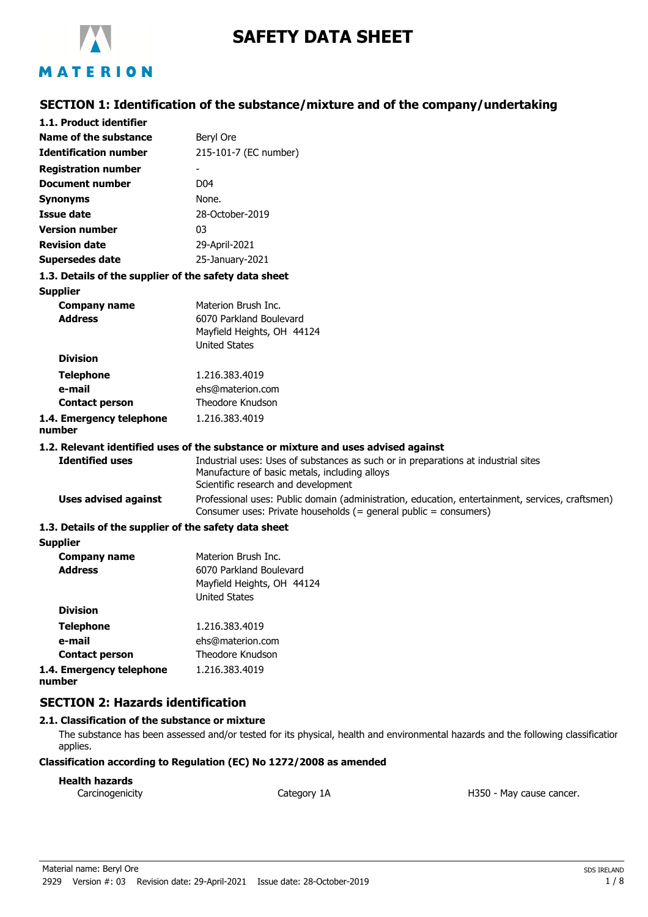MATERION

# SAFETY DATA SHEET

## SECTION 1: Identification of the substance/mixture and of the company/undertaking

### 1.1. Product identifier

| | |
|---|---|
| **Name of the substance** | Beryl Ore |
| **Identification number** | 215-101-7 (EC number) |
| **Registration number** | - |
| **Document number** | D04 |
| **Synonyms** | None. |
| **Issue date** | 28-October-2019 |
| **Version number** | 03 |
| **Revision date** | 29-April-2021 |
| **Supersedes date** | 25-January-2021 |

### 1.3. Details of the supplier of the safety data sheet

**Supplier**

| | |
|---|---|
| **Company name** | Materion Brush Inc. |
| **Address** | 6070 Parkland Boulevard<br>Mayfield Heights, OH 44124<br>United States |
| **Division** | |
| **Telephone** | 1.216.383.4019 |
| **e-mail** | ehs@materion.com |
| **Contact person** | Theodore Knudson |

**1.4. Emergency telephone number** 1.216.383.4019

### 1.2. Relevant identified uses of the substance or mixture and uses advised against

| | |
|---|---|
| **Identified uses** | Industrial uses: Uses of substances as such or in preparations at industrial sites<br>Manufacture of basic metals, including alloys<br>Scientific research and development |
| **Uses advised against** | Professional uses: Public domain (administration, education, entertainment, services, craftsmen)<br>Consumer uses: Private households (= general public = consumers) |

### 1.3. Details of the supplier of the safety data sheet

**Supplier**

| | |
|---|---|
| **Company name** | Materion Brush Inc. |
| **Address** | 6070 Parkland Boulevard<br>Mayfield Heights, OH 44124<br>United States |
| **Division** | |
| **Telephone** | 1.216.383.4019 |
| **e-mail** | ehs@materion.com |
| **Contact person** | Theodore Knudson |

**1.4. Emergency telephone number** 1.216.383.4019

## SECTION 2: Hazards identification

### 2.1. Classification of the substance or mixture

The substance has been assessed and/or tested for its physical, health and environmental hazards and the following classification applies.

**Classification according to Regulation (EC) No 1272/2008 as amended**

**Health hazards**

| | | |
|---|---|---|
| Carcinogenicity | Category 1A | H350 - May cause cancer. |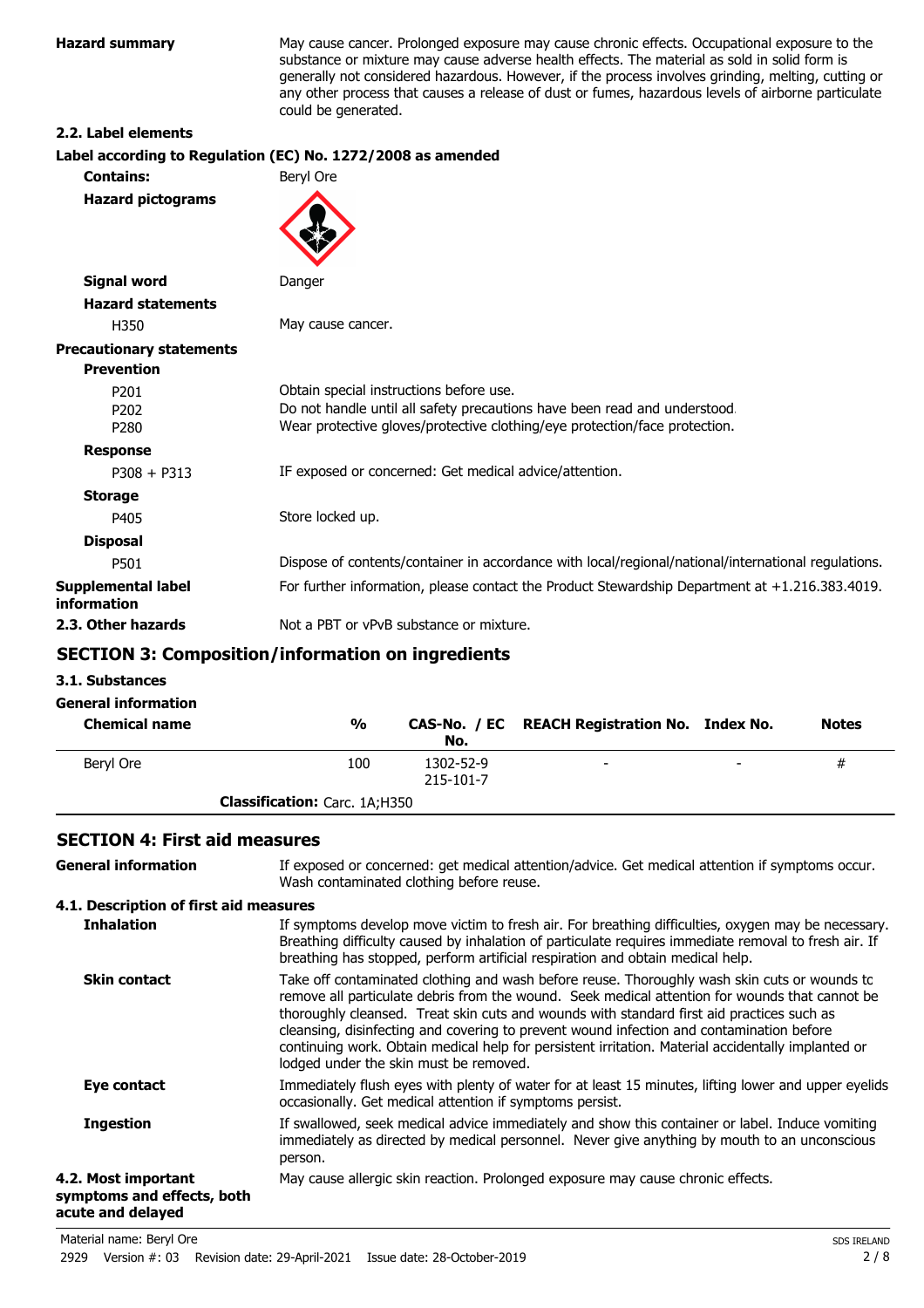**Hazard summary**

May cause cancer. Prolonged exposure may cause chronic effects. Occupational exposure to the substance or mixture may cause adverse health effects. The material as sold in solid form is generally not considered hazardous. However, if the process involves grinding, melting, cutting or any other process that causes a release of dust or fumes, hazardous levels of airborne particulate could be generated.

### 2.2. Label elements

**Label according to Regulation (EC) No. 1272/2008 as amended**

**Contains:** Beryl Ore

**Hazard pictograms**

**Signal word** Danger

**Hazard statements**

H350 May cause cancer.

**Precautionary statements**

**Prevention**

P201 Obtain special instructions before use.
P202 Do not handle until all safety precautions have been read and understood.
P280 Wear protective gloves/protective clothing/eye protection/face protection.

**Response**

P308 + P313 IF exposed or concerned: Get medical advice/attention.

**Storage**

P405 Store locked up.

**Disposal**

P501 Dispose of contents/container in accordance with local/regional/national/international regulations.

**Supplemental label information** For further information, please contact the Product Stewardship Department at +1.216.383.4019.

**2.3. Other hazards** Not a PBT or vPvB substance or mixture.

## SECTION 3: Composition/information on ingredients

### 3.1. Substances

**General information**

| Chemical name | % | CAS-No. / EC No. | REACH Registration No. | Index No. | Notes |
|---|---|---|---|---|---|
| Beryl Ore | 100 | 1302-52-9 215-101-7 | - | - | # |
| **Classification:** Carc. 1A;H350 | | | | | |

## SECTION 4: First aid measures

**General information** If exposed or concerned: get medical attention/advice. Get medical attention if symptoms occur. Wash contaminated clothing before reuse.

### 4.1. Description of first aid measures

**Inhalation** If symptoms develop move victim to fresh air. For breathing difficulties, oxygen may be necessary. Breathing difficulty caused by inhalation of particulate requires immediate removal to fresh air. If breathing has stopped, perform artificial respiration and obtain medical help.

**Skin contact** Take off contaminated clothing and wash before reuse. Thoroughly wash skin cuts or wounds to remove all particulate debris from the wound. Seek medical attention for wounds that cannot be thoroughly cleansed. Treat skin cuts and wounds with standard first aid practices such as cleansing, disinfecting and covering to prevent wound infection and contamination before continuing work. Obtain medical help for persistent irritation. Material accidentally implanted or lodged under the skin must be removed.

**Eye contact** Immediately flush eyes with plenty of water for at least 15 minutes, lifting lower and upper eyelids occasionally. Get medical attention if symptoms persist.

**Ingestion** If swallowed, seek medical advice immediately and show this container or label. Induce vomiting immediately as directed by medical personnel. Never give anything by mouth to an unconscious person.

**4.2. Most important symptoms and effects, both acute and delayed** May cause allergic skin reaction. Prolonged exposure may cause chronic effects.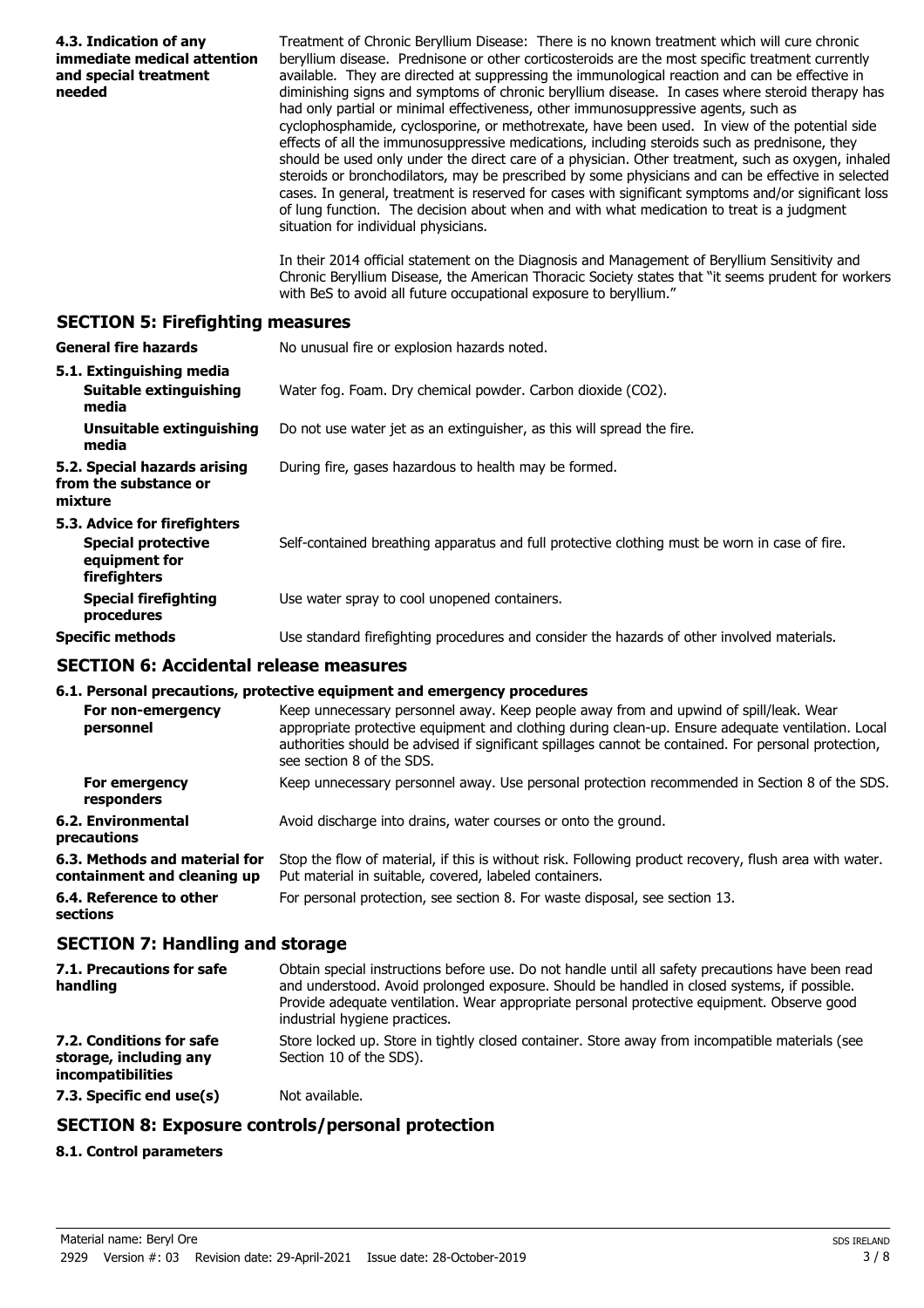**4.3. Indication of any immediate medical attention and special treatment needed**

Treatment of Chronic Beryllium Disease: There is no known treatment which will cure chronic beryllium disease. Prednisone or other corticosteroids are the most specific treatment currently available. They are directed at suppressing the immunological reaction and can be effective in diminishing signs and symptoms of chronic beryllium disease. In cases where steroid therapy has had only partial or minimal effectiveness, other immunosuppressive agents, such as cyclophosphamide, cyclosporine, or methotrexate, have been used. In view of the potential side effects of all the immunosuppressive medications, including steroids such as prednisone, they should be used only under the direct care of a physician. Other treatment, such as oxygen, inhaled steroids or bronchodilators, may be prescribed by some physicians and can be effective in selected cases. In general, treatment is reserved for cases with significant symptoms and/or significant loss of lung function. The decision about when and with what medication to treat is a judgment situation for individual physicians.

In their 2014 official statement on the Diagnosis and Management of Beryllium Sensitivity and Chronic Beryllium Disease, the American Thoracic Society states that "it seems prudent for workers with BeS to avoid all future occupational exposure to beryllium."

## SECTION 5: Firefighting measures

**General fire hazards**
No unusual fire or explosion hazards noted.

**5.1. Extinguishing media**

**Suitable extinguishing media**
Water fog. Foam. Dry chemical powder. Carbon dioxide ($CO_2$).

**Unsuitable extinguishing media**
Do not use water jet as an extinguisher, as this will spread the fire.

**5.2. Special hazards arising from the substance or mixture**
During fire, gases hazardous to health may be formed.

**5.3. Advice for firefighters**

**Special protective equipment for firefighters**
Self-contained breathing apparatus and full protective clothing must be worn in case of fire.

**Special firefighting procedures**
Use water spray to cool unopened containers.

**Specific methods**
Use standard firefighting procedures and consider the hazards of other involved materials.

## SECTION 6: Accidental release measures

**6.1. Personal precautions, protective equipment and emergency procedures**

**For non-emergency personnel**
Keep unnecessary personnel away. Keep people away from and upwind of spill/leak. Wear appropriate protective equipment and clothing during clean-up. Ensure adequate ventilation. Local authorities should be advised if significant spillages cannot be contained. For personal protection, see section 8 of the SDS.

**For emergency responders**
Keep unnecessary personnel away. Use personal protection recommended in Section 8 of the SDS.

**6.2. Environmental precautions**
Avoid discharge into drains, water courses or onto the ground.

**6.3. Methods and material for containment and cleaning up**
Stop the flow of material, if this is without risk. Following product recovery, flush area with water. Put material in suitable, covered, labeled containers.

**6.4. Reference to other sections**
For personal protection, see section 8. For waste disposal, see section 13.

## SECTION 7: Handling and storage

**7.1. Precautions for safe handling**
Obtain special instructions before use. Do not handle until all safety precautions have been read and understood. Avoid prolonged exposure. Should be handled in closed systems, if possible. Provide adequate ventilation. Wear appropriate personal protective equipment. Observe good industrial hygiene practices.

**7.2. Conditions for safe storage, including any incompatibilities**
Store locked up. Store in tightly closed container. Store away from incompatible materials (see Section 10 of the SDS).

**7.3. Specific end use(s)**
Not available.

## SECTION 8: Exposure controls/personal protection

**8.1. Control parameters**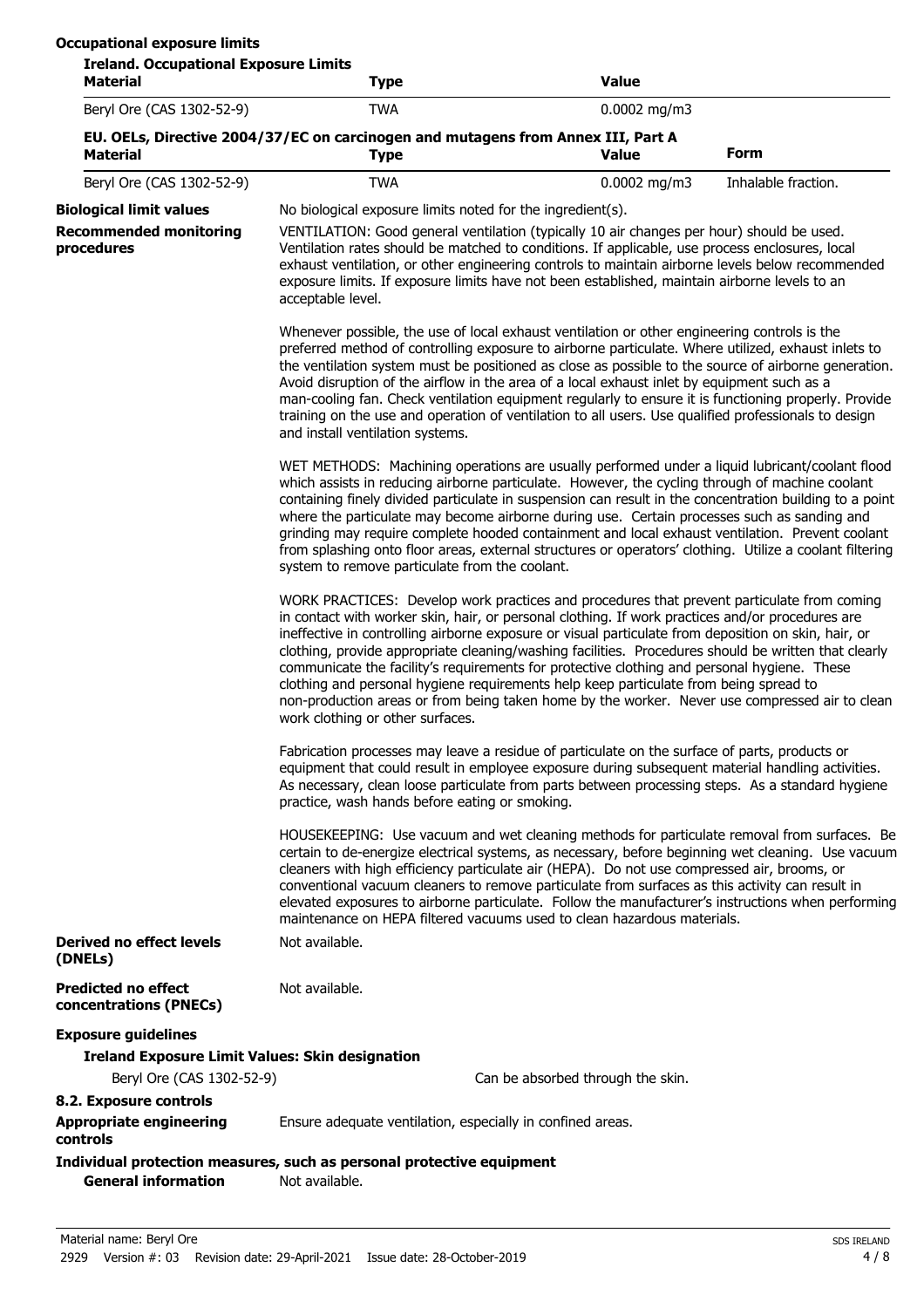**Occupational exposure limits**

**Ireland. Occupational Exposure Limits**

| Material | Type | Value |
|---|---|---|
| Beryl Ore (CAS 1302-52-9) | TWA | 0.0002 mg/m3 |

**EU. OELs, Directive 2004/37/EC on carcinogen and mutagens from Annex III, Part A**

| Material | Type | Value | Form |
|---|---|---|---|
| Beryl Ore (CAS 1302-52-9) | TWA | 0.0002 mg/m3 | Inhalable fraction. |

**Biological limit values** No biological exposure limits noted for the ingredient(s).

**Recommended monitoring procedures**

VENTILATION: Good general ventilation (typically 10 air changes per hour) should be used. Ventilation rates should be matched to conditions. If applicable, use process enclosures, local exhaust ventilation, or other engineering controls to maintain airborne levels below recommended exposure limits. If exposure limits have not been established, maintain airborne levels to an acceptable level.

Whenever possible, the use of local exhaust ventilation or other engineering controls is the preferred method of controlling exposure to airborne particulate. Where utilized, exhaust inlets to the ventilation system must be positioned as close as possible to the source of airborne generation. Avoid disruption of the airflow in the area of a local exhaust inlet by equipment such as a man-cooling fan. Check ventilation equipment regularly to ensure it is functioning properly. Provide training on the use and operation of ventilation to all users. Use qualified professionals to design and install ventilation systems.

WET METHODS: Machining operations are usually performed under a liquid lubricant/coolant flood which assists in reducing airborne particulate. However, the cycling through of machine coolant containing finely divided particulate in suspension can result in the concentration building to a point where the particulate may become airborne during use. Certain processes such as sanding and grinding may require complete hooded containment and local exhaust ventilation. Prevent coolant from splashing onto floor areas, external structures or operators' clothing. Utilize a coolant filtering system to remove particulate from the coolant.

WORK PRACTICES: Develop work practices and procedures that prevent particulate from coming in contact with worker skin, hair, or personal clothing. If work practices and/or procedures are ineffective in controlling airborne exposure or visual particulate from deposition on skin, hair, or clothing, provide appropriate cleaning/washing facilities. Procedures should be written that clearly communicate the facility's requirements for protective clothing and personal hygiene. These clothing and personal hygiene requirements help keep particulate from being spread to non-production areas or from being taken home by the worker. Never use compressed air to clean work clothing or other surfaces.

Fabrication processes may leave a residue of particulate on the surface of parts, products or equipment that could result in employee exposure during subsequent material handling activities. As necessary, clean loose particulate from parts between processing steps. As a standard hygiene practice, wash hands before eating or smoking.

HOUSEKEEPING: Use vacuum and wet cleaning methods for particulate removal from surfaces. Be certain to de-energize electrical systems, as necessary, before beginning wet cleaning. Use vacuum cleaners with high efficiency particulate air (HEPA). Do not use compressed air, brooms, or conventional vacuum cleaners to remove particulate from surfaces as this activity can result in elevated exposures to airborne particulate. Follow the manufacturer's instructions when performing maintenance on HEPA filtered vacuums used to clean hazardous materials.

**Derived no effect levels (DNELs)** Not available.

**Predicted no effect concentrations (PNECs)** Not available.

**Exposure guidelines**

**Ireland Exposure Limit Values: Skin designation**

Beryl Ore (CAS 1302-52-9) Can be absorbed through the skin.

**8.2. Exposure controls**

**Appropriate engineering controls** Ensure adequate ventilation, especially in confined areas.

**Individual protection measures, such as personal protective equipment**

**General information** Not available.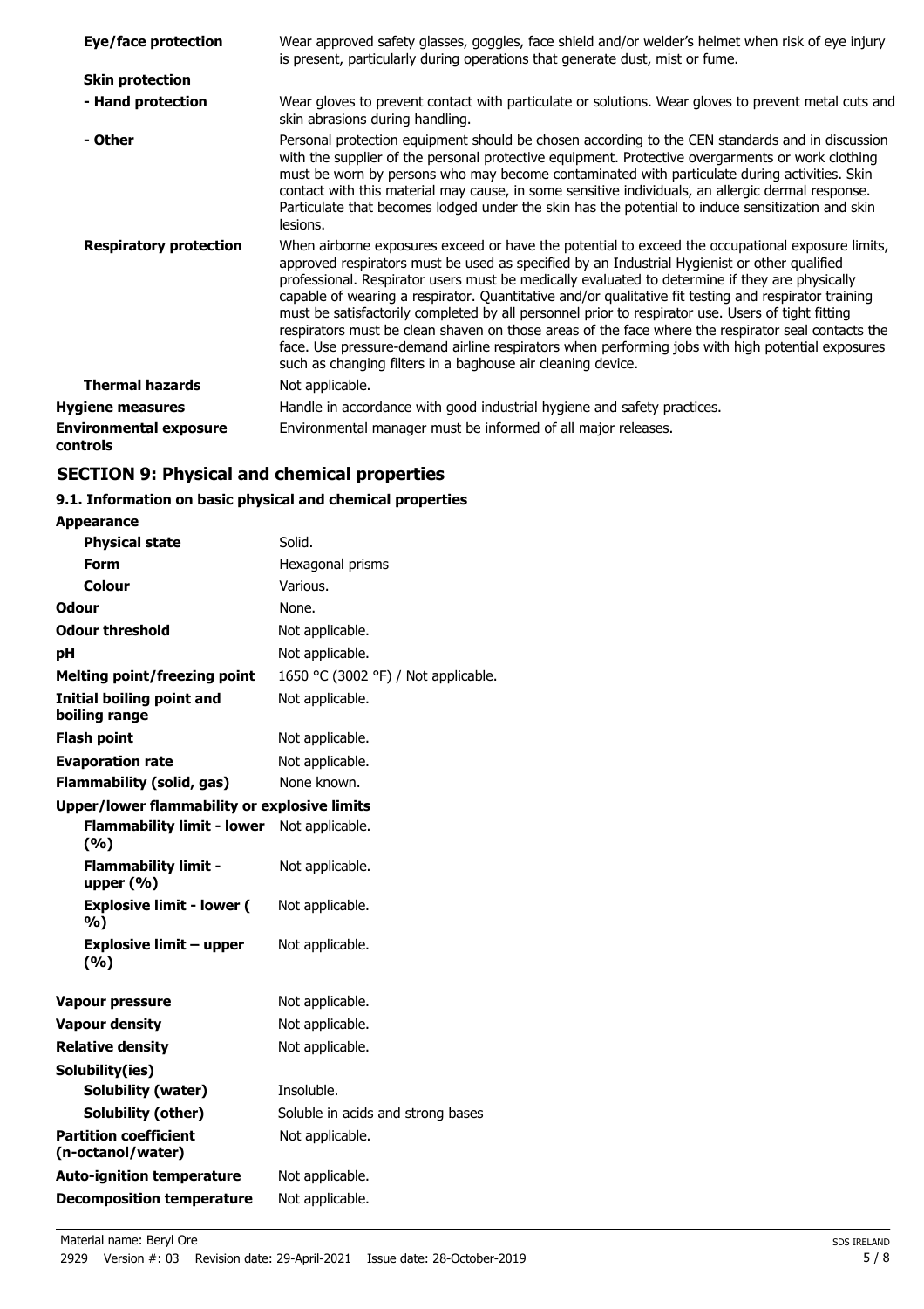| | |
|---|---|
| **Eye/face protection** | Wear approved safety glasses, goggles, face shield and/or welder's helmet when risk of eye injury is present, particularly during operations that generate dust, mist or fume. |
| **Skin protection** | |
| **- Hand protection** | Wear gloves to prevent contact with particulate or solutions. Wear gloves to prevent metal cuts and skin abrasions during handling. |
| **- Other** | Personal protection equipment should be chosen according to the CEN standards and in discussion with the supplier of the personal protective equipment. Protective overgarments or work clothing must be worn by persons who may become contaminated with particulate during activities. Skin contact with this material may cause, in some sensitive individuals, an allergic dermal response. Particulate that becomes lodged under the skin has the potential to induce sensitization and skin lesions. |
| **Respiratory protection** | When airborne exposures exceed or have the potential to exceed the occupational exposure limits, approved respirators must be used as specified by an Industrial Hygienist or other qualified professional. Respirator users must be medically evaluated to determine if they are physically capable of wearing a respirator. Quantitative and/or qualitative fit testing and respirator training must be satisfactorily completed by all personnel prior to respirator use. Users of tight fitting respirators must be clean shaven on those areas of the face where the respirator seal contacts the face. Use pressure-demand airline respirators when performing jobs with high potential exposures such as changing filters in a baghouse air cleaning device. |
| **Thermal hazards** | Not applicable. |
| **Hygiene measures** | Handle in accordance with good industrial hygiene and safety practices. |
| **Environmental exposure controls** | Environmental manager must be informed of all major releases. |

## SECTION 9: Physical and chemical properties

### 9.1. Information on basic physical and chemical properties

| | |
|---|---|
| **Appearance** | |
| **Physical state** | Solid. |
| **Form** | Hexagonal prisms |
| **Colour** | Various. |
| **Odour** | None. |
| **Odour threshold** | Not applicable. |
| **pH** | Not applicable. |
| **Melting point/freezing point** | 1650 °C (3002 °F) / Not applicable. |
| **Initial boiling point and boiling range** | Not applicable. |
| **Flash point** | Not applicable. |
| **Evaporation rate** | Not applicable. |
| **Flammability (solid, gas)** | None known. |
| **Upper/lower flammability or explosive limits** | |
| **Flammability limit - lower (%)** | Not applicable. |
| **Flammability limit - upper (%)** | Not applicable. |
| **Explosive limit - lower (%)** | Not applicable. |
| **Explosive limit – upper (%)** | Not applicable. |
| **Vapour pressure** | Not applicable. |
| **Vapour density** | Not applicable. |
| **Relative density** | Not applicable. |
| **Solubility(ies)** | |
| **Solubility (water)** | Insoluble. |
| **Solubility (other)** | Soluble in acids and strong bases |
| **Partition coefficient (n-octanol/water)** | Not applicable. |
| **Auto-ignition temperature** | Not applicable. |
| **Decomposition temperature** | Not applicable. |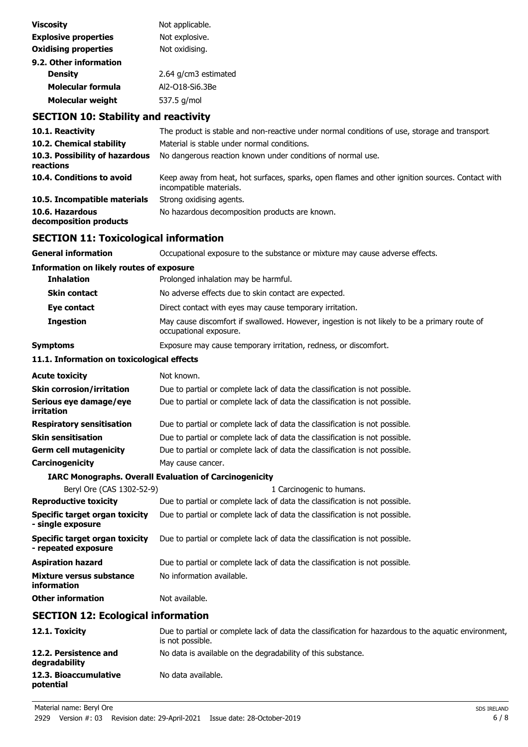| | |
|---|---|
| **Viscosity** | Not applicable. |
| **Explosive properties** | Not explosive. |
| **Oxidising properties** | Not oxidising. |

**9.2. Other information**

| | |
|---|---|
| **Density** | 2.64 g/cm3 estimated |
| **Molecular formula** | Al2-O18-Si6.3Be |
| **Molecular weight** | 537.5 g/mol |

## SECTION 10: Stability and reactivity

| | |
|---|---|
| **10.1. Reactivity** | The product is stable and non-reactive under normal conditions of use, storage and transport. |
| **10.2. Chemical stability** | Material is stable under normal conditions. |
| **10.3. Possibility of hazardous reactions** | No dangerous reaction known under conditions of normal use. |
| **10.4. Conditions to avoid** | Keep away from heat, hot surfaces, sparks, open flames and other ignition sources. Contact with incompatible materials. |
| **10.5. Incompatible materials** | Strong oxidising agents. |
| **10.6. Hazardous decomposition products** | No hazardous decomposition products are known. |

## SECTION 11: Toxicological information

| | |
|---|---|
| **General information** | Occupational exposure to the substance or mixture may cause adverse effects. |

**Information on likely routes of exposure**

| | |
|---|---|
| **Inhalation** | Prolonged inhalation may be harmful. |
| **Skin contact** | No adverse effects due to skin contact are expected. |
| **Eye contact** | Direct contact with eyes may cause temporary irritation. |
| **Ingestion** | May cause discomfort if swallowed. However, ingestion is not likely to be a primary route of occupational exposure. |
| **Symptoms** | Exposure may cause temporary irritation, redness, or discomfort. |

**11.1. Information on toxicological effects**

| | |
|---|---|
| **Acute toxicity** | Not known. |
| **Skin corrosion/irritation** | Due to partial or complete lack of data the classification is not possible. |
| **Serious eye damage/eye irritation** | Due to partial or complete lack of data the classification is not possible. |
| **Respiratory sensitisation** | Due to partial or complete lack of data the classification is not possible. |
| **Skin sensitisation** | Due to partial or complete lack of data the classification is not possible. |
| **Germ cell mutagenicity** | Due to partial or complete lack of data the classification is not possible. |
| **Carcinogenicity** | May cause cancer. |

**IARC Monographs. Overall Evaluation of Carcinogenicity**

| | |
|---|---|
| Beryl Ore (CAS 1302-52-9) | 1 Carcinogenic to humans. |

| | |
|---|---|
| **Reproductive toxicity** | Due to partial or complete lack of data the classification is not possible. |
| **Specific target organ toxicity - single exposure** | Due to partial or complete lack of data the classification is not possible. |
| **Specific target organ toxicity - repeated exposure** | Due to partial or complete lack of data the classification is not possible. |
| **Aspiration hazard** | Due to partial or complete lack of data the classification is not possible. |
| **Mixture versus substance information** | No information available. |
| **Other information** | Not available. |

## SECTION 12: Ecological information

| | |
|---|---|
| **12.1. Toxicity** | Due to partial or complete lack of data the classification for hazardous to the aquatic environment, is not possible. |
| **12.2. Persistence and degradability** | No data is available on the degradability of this substance. |
| **12.3. Bioaccumulative potential** | No data available. |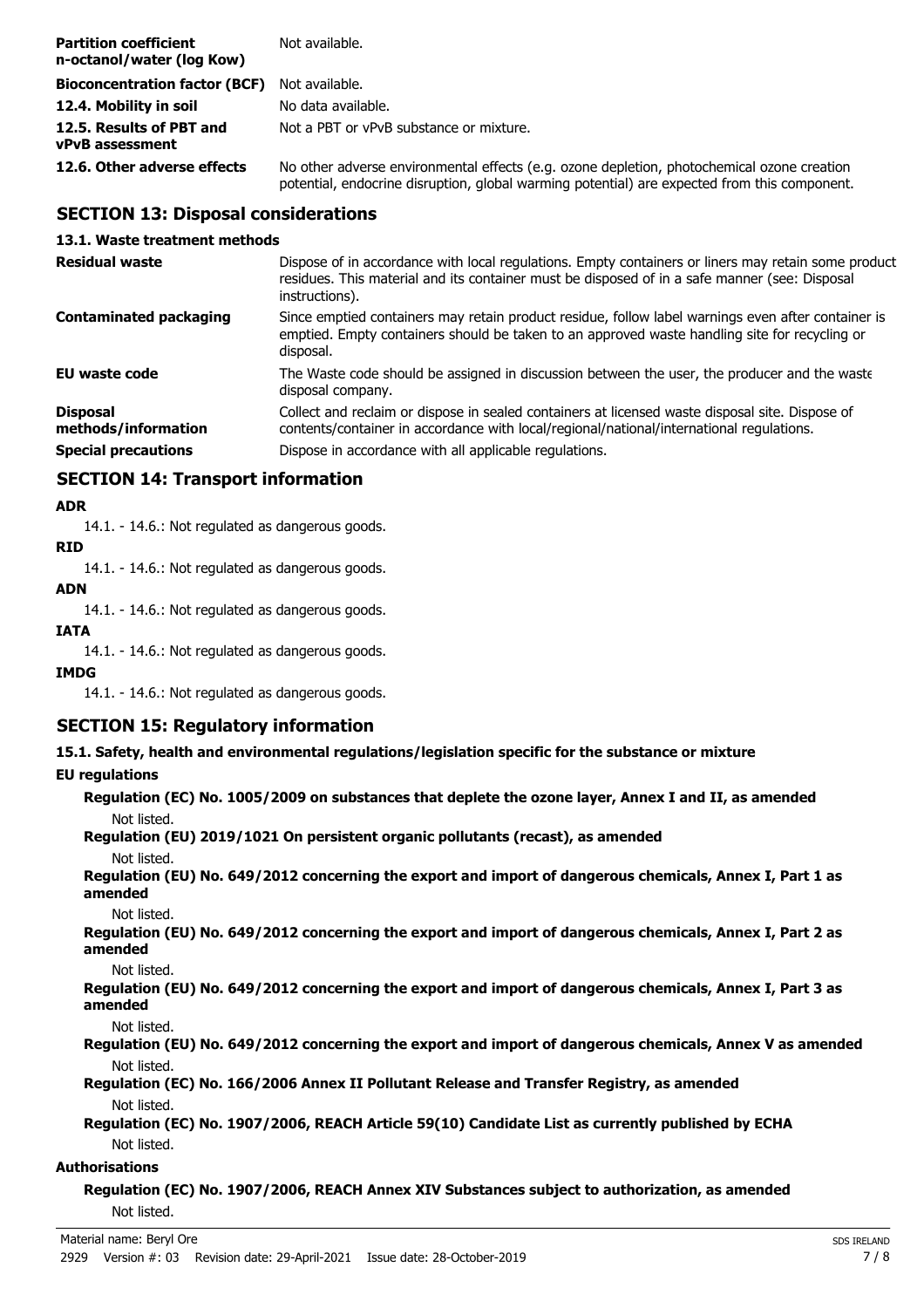| | |
|---|---|
| **Partition coefficient n-octanol/water (log Kow)** | Not available. |
| **Bioconcentration factor (BCF)** | Not available. |
| **12.4. Mobility in soil** | No data available. |
| **12.5. Results of PBT and vPvB assessment** | Not a PBT or vPvB substance or mixture. |
| **12.6. Other adverse effects** | No other adverse environmental effects (e.g. ozone depletion, photochemical ozone creation potential, endocrine disruption, global warming potential) are expected from this component. |

## SECTION 13: Disposal considerations

### 13.1. Waste treatment methods

| | |
|---|---|
| **Residual waste** | Dispose of in accordance with local regulations. Empty containers or liners may retain some product residues. This material and its container must be disposed of in a safe manner (see: Disposal instructions). |
| **Contaminated packaging** | Since emptied containers may retain product residue, follow label warnings even after container is emptied. Empty containers should be taken to an approved waste handling site for recycling or disposal. |
| **EU waste code** | The Waste code should be assigned in discussion between the user, the producer and the waste disposal company. |
| **Disposal methods/information** | Collect and reclaim or dispose in sealed containers at licensed waste disposal site. Dispose of contents/container in accordance with local/regional/national/international regulations. |
| **Special precautions** | Dispose in accordance with all applicable regulations. |

## SECTION 14: Transport information

**ADR**

14.1. - 14.6.: Not regulated as dangerous goods.

**RID**

14.1. - 14.6.: Not regulated as dangerous goods.

**ADN**

14.1. - 14.6.: Not regulated as dangerous goods.

**IATA**

14.1. - 14.6.: Not regulated as dangerous goods.

**IMDG**

14.1. - 14.6.: Not regulated as dangerous goods.

## SECTION 15: Regulatory information

### 15.1. Safety, health and environmental regulations/legislation specific for the substance or mixture

**EU regulations**

**Regulation (EC) No. 1005/2009 on substances that deplete the ozone layer, Annex I and II, as amended**

Not listed.

**Regulation (EU) 2019/1021 On persistent organic pollutants (recast), as amended**

Not listed.

**Regulation (EU) No. 649/2012 concerning the export and import of dangerous chemicals, Annex I, Part 1 as amended**

Not listed.

**Regulation (EU) No. 649/2012 concerning the export and import of dangerous chemicals, Annex I, Part 2 as amended**

Not listed.

**Regulation (EU) No. 649/2012 concerning the export and import of dangerous chemicals, Annex I, Part 3 as amended**

Not listed.

**Regulation (EU) No. 649/2012 concerning the export and import of dangerous chemicals, Annex V as amended**

Not listed.

**Regulation (EC) No. 166/2006 Annex II Pollutant Release and Transfer Registry, as amended**

Not listed.

**Regulation (EC) No. 1907/2006, REACH Article 59(10) Candidate List as currently published by ECHA**

Not listed.

**Authorisations**

**Regulation (EC) No. 1907/2006, REACH Annex XIV Substances subject to authorization, as amended**

Not listed.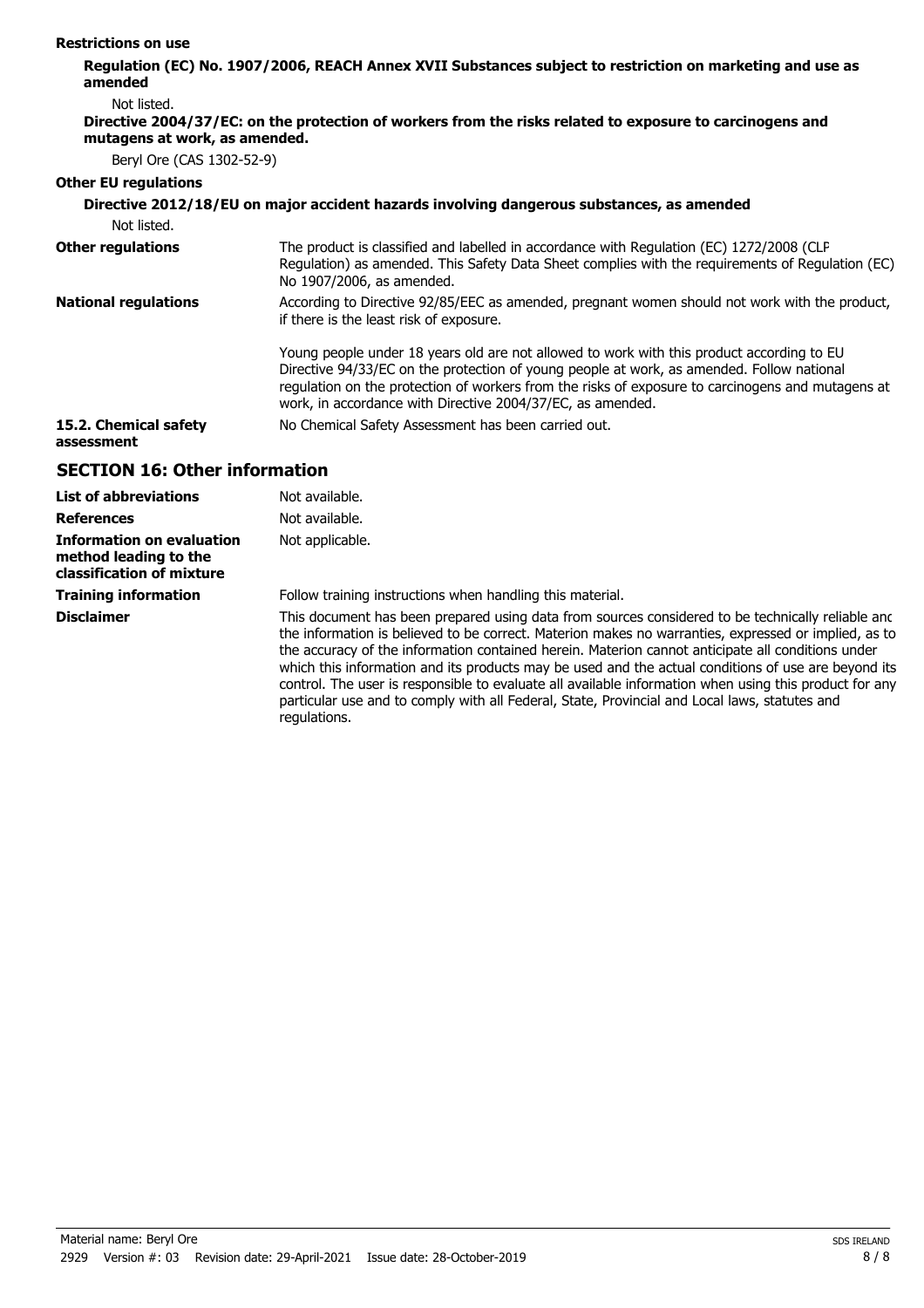**Restrictions on use**

**Regulation (EC) No. 1907/2006, REACH Annex XVII Substances subject to restriction on marketing and use as amended**

Not listed.

**Directive 2004/37/EC: on the protection of workers from the risks related to exposure to carcinogens and mutagens at work, as amended.**

Beryl Ore (CAS 1302-52-9)

**Other EU regulations**

**Directive 2012/18/EU on major accident hazards involving dangerous substances, as amended**

Not listed.

**Other regulations**

The product is classified and labelled in accordance with Regulation (EC) 1272/2008 (CLP Regulation) as amended. This Safety Data Sheet complies with the requirements of Regulation (EC) No 1907/2006, as amended.

**National regulations**

According to Directive 92/85/EEC as amended, pregnant women should not work with the product, if there is the least risk of exposure.

Young people under 18 years old are not allowed to work with this product according to EU Directive 94/33/EC on the protection of young people at work, as amended. Follow national regulation on the protection of workers from the risks of exposure to carcinogens and mutagens at work, in accordance with Directive 2004/37/EC, as amended.

**15.2. Chemical safety assessment**

No Chemical Safety Assessment has been carried out.

## SECTION 16: Other information

**List of abbreviations**

Not available.

**References**

Not available.

**Information on evaluation method leading to the classification of mixture**

Not applicable.

**Training information**

Follow training instructions when handling this material.

**Disclaimer**

This document has been prepared using data from sources considered to be technically reliable and the information is believed to be correct. Materion makes no warranties, expressed or implied, as to the accuracy of the information contained herein. Materion cannot anticipate all conditions under which this information and its products may be used and the actual conditions of use are beyond its control. The user is responsible to evaluate all available information when using this product for any particular use and to comply with all Federal, State, Provincial and Local laws, statutes and regulations.